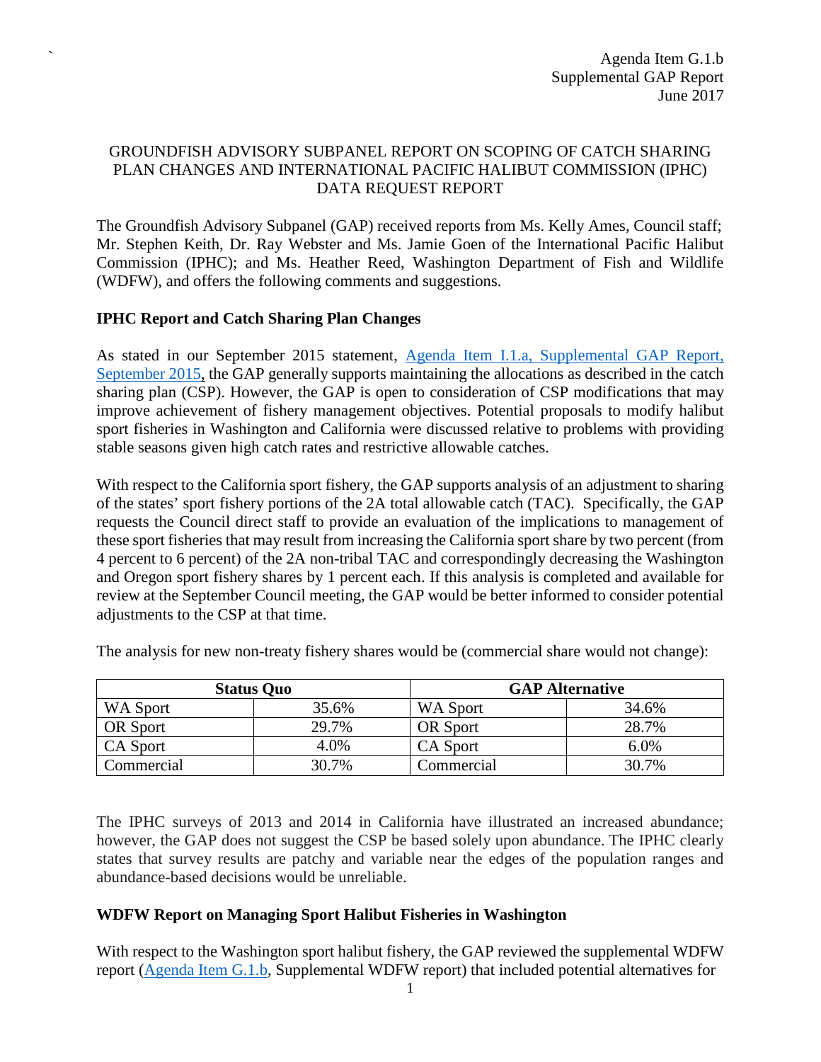Agenda Item G.1.b
Supplemental GAP Report
June 2017

# GROUNDFISH ADVISORY SUBPANEL REPORT ON SCOPING OF CATCH SHARING PLAN CHANGES AND INTERNATIONAL PACIFIC HALIBUT COMMISSION (IPHC) DATA REQUEST REPORT

The Groundfish Advisory Subpanel (GAP) received reports from Ms. Kelly Ames, Council staff; Mr. Stephen Keith, Dr. Ray Webster and Ms. Jamie Goen of the International Pacific Halibut Commission (IPHC); and Ms. Heather Reed, Washington Department of Fish and Wildlife (WDFW), and offers the following comments and suggestions.

## IPHC Report and Catch Sharing Plan Changes

As stated in our September 2015 statement, [Agenda Item I.1.a, Supplemental GAP Report, September 2015](), the GAP generally supports maintaining the allocations as described in the catch sharing plan (CSP). However, the GAP is open to consideration of CSP modifications that may improve achievement of fishery management objectives. Potential proposals to modify halibut sport fisheries in Washington and California were discussed relative to problems with providing stable seasons given high catch rates and restrictive allowable catches.

With respect to the California sport fishery, the GAP supports analysis of an adjustment to sharing of the states' sport fishery portions of the 2A total allowable catch (TAC). Specifically, the GAP requests the Council direct staff to provide an evaluation of the implications to management of these sport fisheries that may result from increasing the California sport share by two percent (from 4 percent to 6 percent) of the 2A non-tribal TAC and correspondingly decreasing the Washington and Oregon sport fishery shares by 1 percent each. If this analysis is completed and available for review at the September Council meeting, the GAP would be better informed to consider potential adjustments to the CSP at that time.

The analysis for new non-treaty fishery shares would be (commercial share would not change):

| Status Quo | | GAP Alternative | |
|---|---|---|---|
| WA Sport | 35.6% | WA Sport | 34.6% |
| OR Sport | 29.7% | OR Sport | 28.7% |
| CA Sport | 4.0% | CA Sport | 6.0% |
| Commercial | 30.7% | Commercial | 30.7% |

The IPHC surveys of 2013 and 2014 in California have illustrated an increased abundance; however, the GAP does not suggest the CSP be based solely upon abundance. The IPHC clearly states that survey results are patchy and variable near the edges of the population ranges and abundance-based decisions would be unreliable.

## WDFW Report on Managing Sport Halibut Fisheries in Washington

With respect to the Washington sport halibut fishery, the GAP reviewed the supplemental WDFW report ([Agenda Item G.1.b](), Supplemental WDFW report) that included potential alternatives for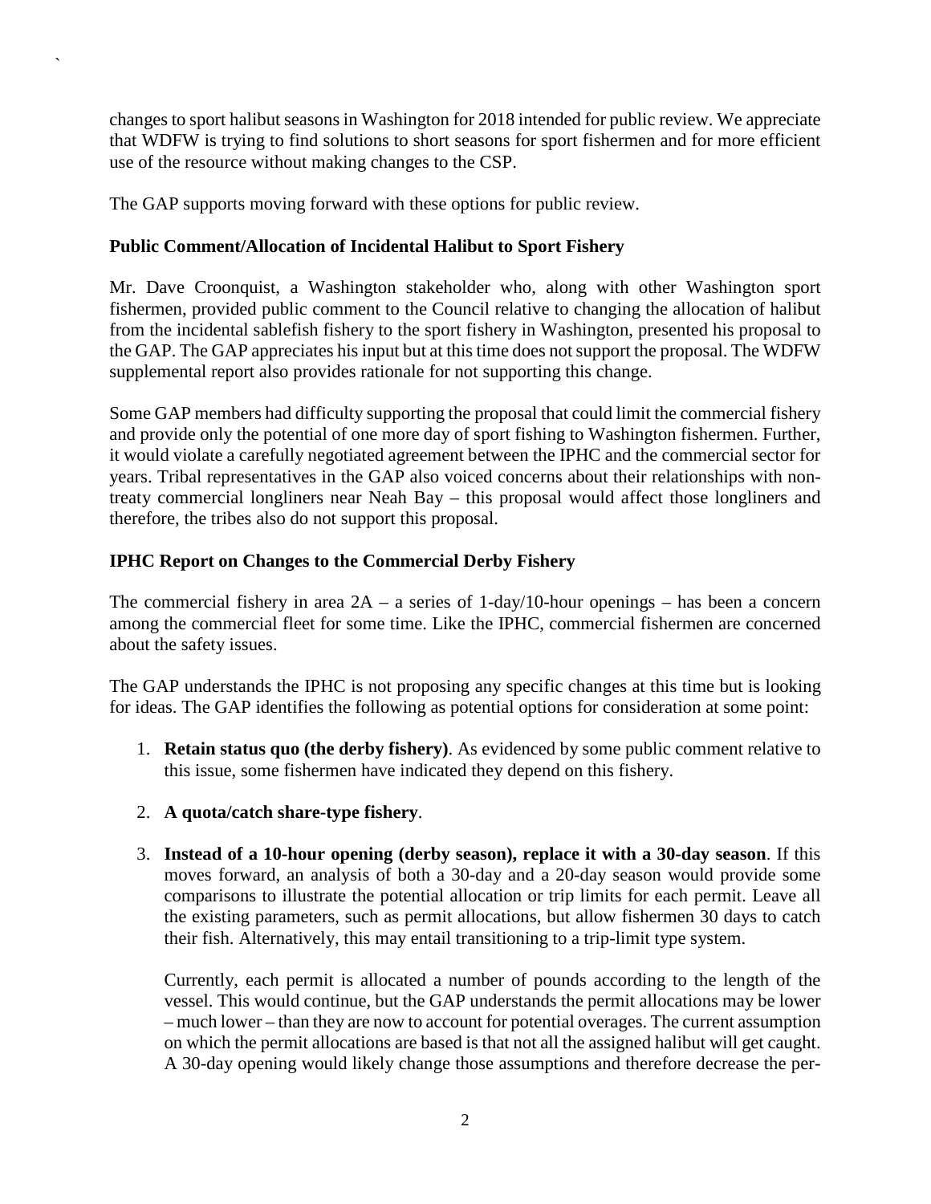changes to sport halibut seasons in Washington for 2018 intended for public review. We appreciate that WDFW is trying to find solutions to short seasons for sport fishermen and for more efficient use of the resource without making changes to the CSP.

The GAP supports moving forward with these options for public review.

**Public Comment/Allocation of Incidental Halibut to Sport Fishery**

Mr. Dave Croonquist, a Washington stakeholder who, along with other Washington sport fishermen, provided public comment to the Council relative to changing the allocation of halibut from the incidental sablefish fishery to the sport fishery in Washington, presented his proposal to the GAP. The GAP appreciates his input but at this time does not support the proposal. The WDFW supplemental report also provides rationale for not supporting this change.

Some GAP members had difficulty supporting the proposal that could limit the commercial fishery and provide only the potential of one more day of sport fishing to Washington fishermen. Further, it would violate a carefully negotiated agreement between the IPHC and the commercial sector for years. Tribal representatives in the GAP also voiced concerns about their relationships with non-treaty commercial longliners near Neah Bay – this proposal would affect those longliners and therefore, the tribes also do not support this proposal.

**IPHC Report on Changes to the Commercial Derby Fishery**

The commercial fishery in area 2A – a series of 1-day/10-hour openings – has been a concern among the commercial fleet for some time. Like the IPHC, commercial fishermen are concerned about the safety issues.

The GAP understands the IPHC is not proposing any specific changes at this time but is looking for ideas. The GAP identifies the following as potential options for consideration at some point:

1. **Retain status quo (the derby fishery)**. As evidenced by some public comment relative to this issue, some fishermen have indicated they depend on this fishery.

2. **A quota/catch share-type fishery**.

3. **Instead of a 10-hour opening (derby season), replace it with a 30-day season**. If this moves forward, an analysis of both a 30-day and a 20-day season would provide some comparisons to illustrate the potential allocation or trip limits for each permit. Leave all the existing parameters, such as permit allocations, but allow fishermen 30 days to catch their fish. Alternatively, this may entail transitioning to a trip-limit type system.

   Currently, each permit is allocated a number of pounds according to the length of the vessel. This would continue, but the GAP understands the permit allocations may be lower – much lower – than they are now to account for potential overages. The current assumption on which the permit allocations are based is that not all the assigned halibut will get caught. A 30-day opening would likely change those assumptions and therefore decrease the per-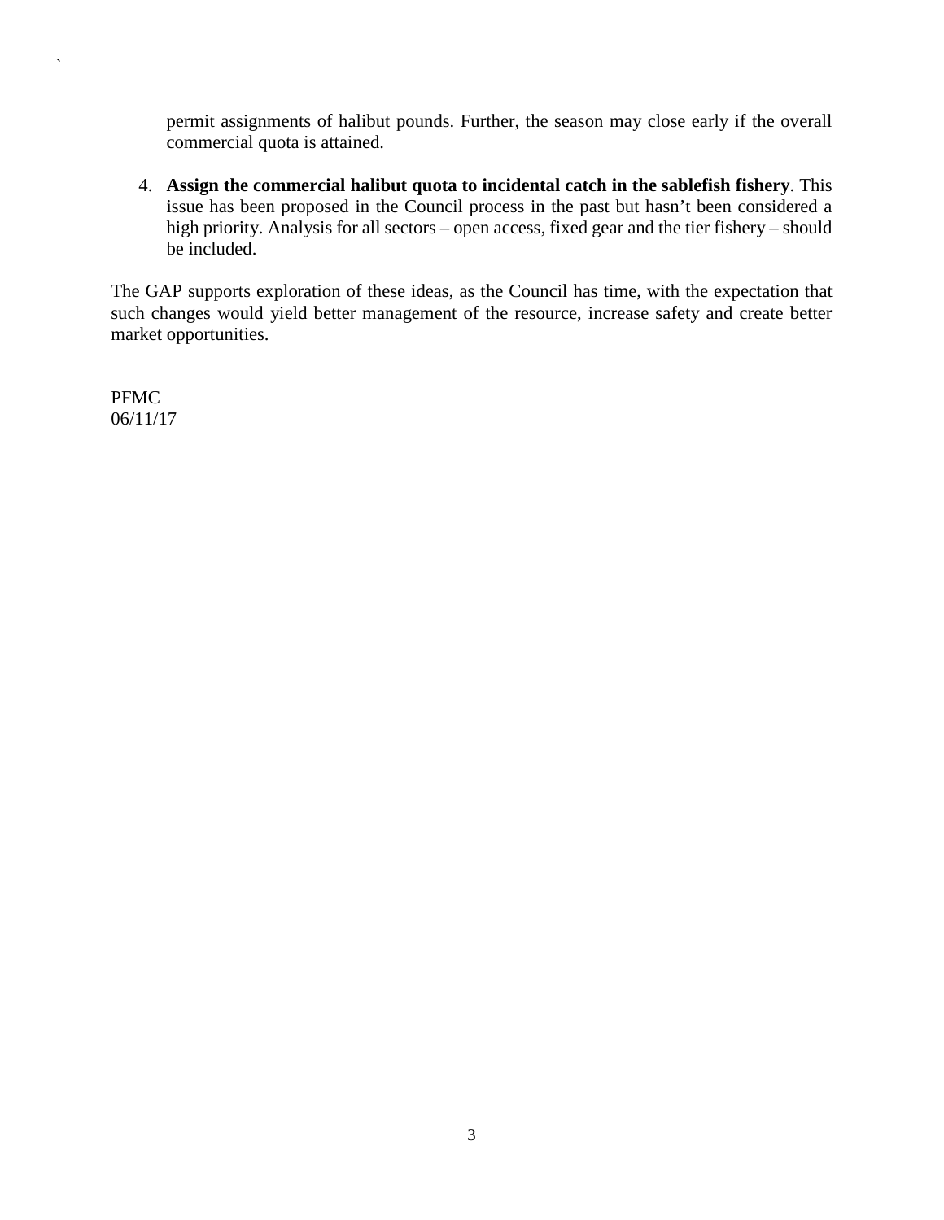permit assignments of halibut pounds. Further, the season may close early if the overall commercial quota is attained.

4. **Assign the commercial halibut quota to incidental catch in the sablefish fishery**. This issue has been proposed in the Council process in the past but hasn't been considered a high priority. Analysis for all sectors – open access, fixed gear and the tier fishery – should be included.

The GAP supports exploration of these ideas, as the Council has time, with the expectation that such changes would yield better management of the resource, increase safety and create better market opportunities.

PFMC
06/11/17